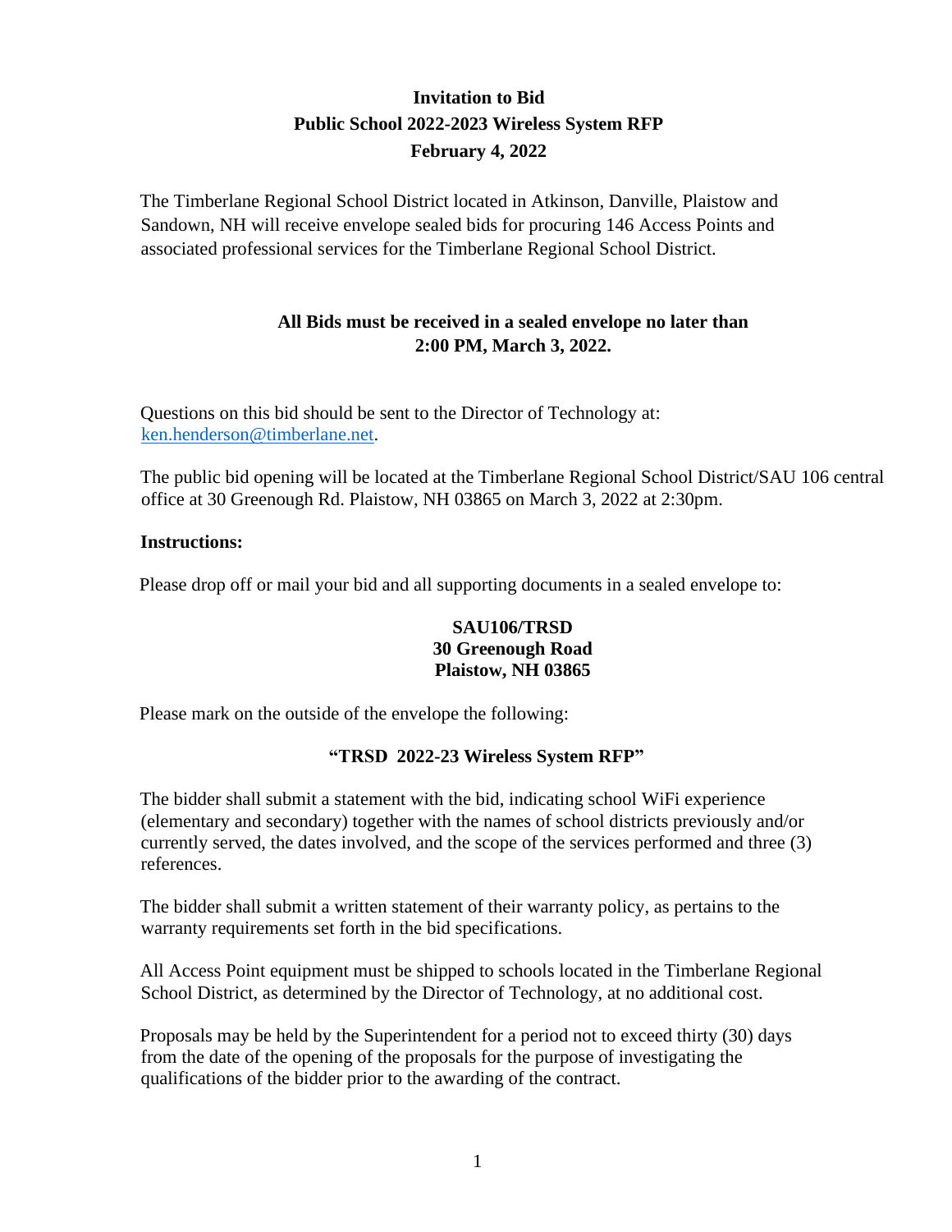# Invitation to Bid
## Public School 2022-2023 Wireless System RFP
## February 4, 2022

The Timberlane Regional School District located in Atkinson, Danville, Plaistow and Sandown, NH will receive envelope sealed bids for procuring 146 Access Points and associated professional services for the Timberlane Regional School District.

**All Bids must be received in a sealed envelope no later than 2:00 PM, March 3, 2022.**

Questions on this bid should be sent to the Director of Technology at: ken.henderson@timberlane.net.

The public bid opening will be located at the Timberlane Regional School District/SAU 106 central office at 30 Greenough Rd. Plaistow, NH 03865 on March 3, 2022 at 2:30pm.

**Instructions:**

Please drop off or mail your bid and all supporting documents in a sealed envelope to:

**SAU106/TRSD**
**30 Greenough Road**
**Plaistow, NH 03865**

Please mark on the outside of the envelope the following:

**"TRSD 2022-23 Wireless System RFP"**

The bidder shall submit a statement with the bid, indicating school WiFi experience (elementary and secondary) together with the names of school districts previously and/or currently served, the dates involved, and the scope of the services performed and three (3) references.

The bidder shall submit a written statement of their warranty policy, as pertains to the warranty requirements set forth in the bid specifications.

All Access Point equipment must be shipped to schools located in the Timberlane Regional School District, as determined by the Director of Technology, at no additional cost.

Proposals may be held by the Superintendent for a period not to exceed thirty (30) days from the date of the opening of the proposals for the purpose of investigating the qualifications of the bidder prior to the awarding of the contract.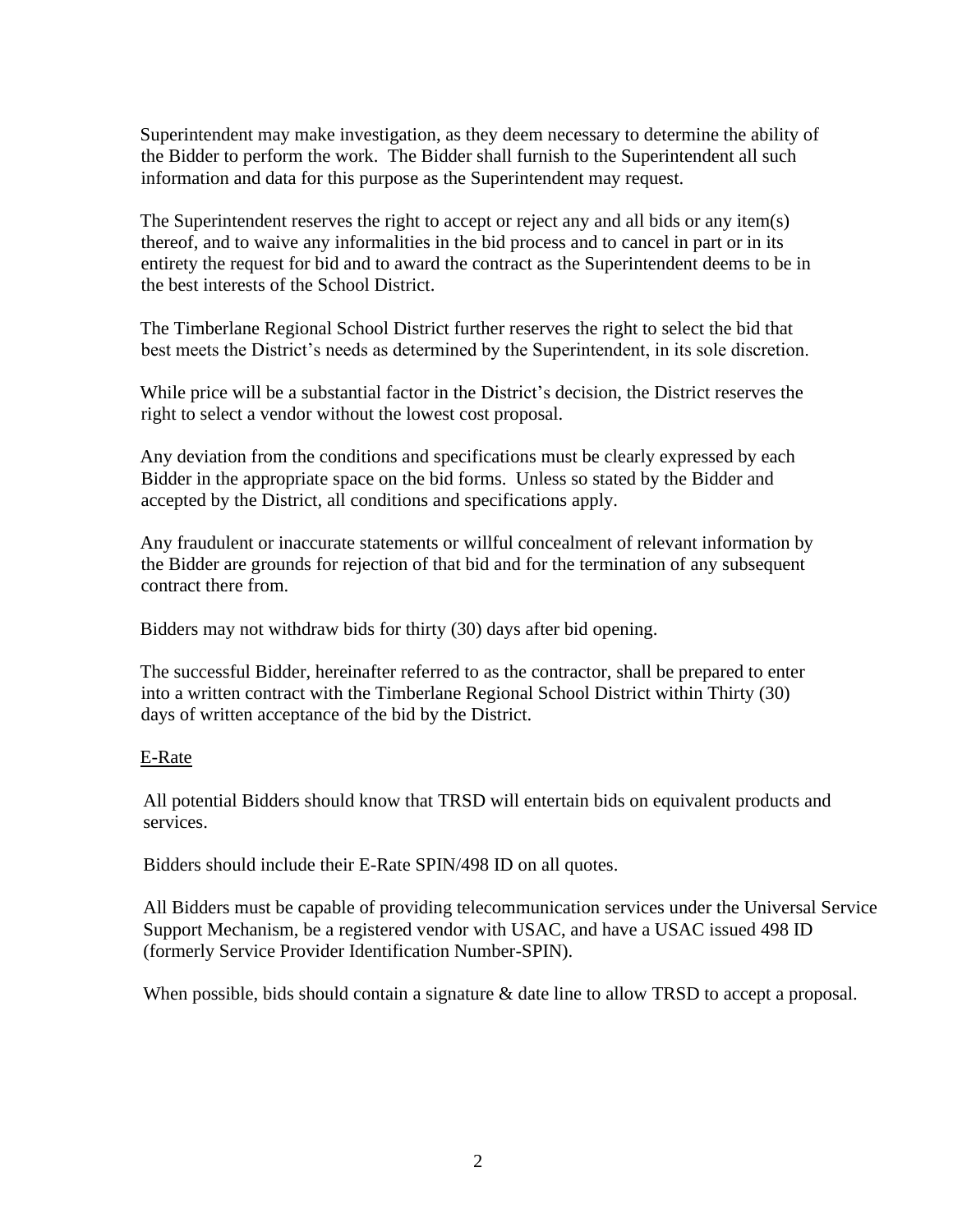Superintendent may make investigation, as they deem necessary to determine the ability of the Bidder to perform the work. The Bidder shall furnish to the Superintendent all such information and data for this purpose as the Superintendent may request.

The Superintendent reserves the right to accept or reject any and all bids or any item(s) thereof, and to waive any informalities in the bid process and to cancel in part or in its entirety the request for bid and to award the contract as the Superintendent deems to be in the best interests of the School District.

The Timberlane Regional School District further reserves the right to select the bid that best meets the District's needs as determined by the Superintendent, in its sole discretion.

While price will be a substantial factor in the District's decision, the District reserves the right to select a vendor without the lowest cost proposal.

Any deviation from the conditions and specifications must be clearly expressed by each Bidder in the appropriate space on the bid forms. Unless so stated by the Bidder and accepted by the District, all conditions and specifications apply.

Any fraudulent or inaccurate statements or willful concealment of relevant information by the Bidder are grounds for rejection of that bid and for the termination of any subsequent contract there from.

Bidders may not withdraw bids for thirty (30) days after bid opening.

The successful Bidder, hereinafter referred to as the contractor, shall be prepared to enter into a written contract with the Timberlane Regional School District within Thirty (30) days of written acceptance of the bid by the District.

<u>E-Rate</u>

All potential Bidders should know that TRSD will entertain bids on equivalent products and services.

Bidders should include their E-Rate SPIN/498 ID on all quotes.

All Bidders must be capable of providing telecommunication services under the Universal Service Support Mechanism, be a registered vendor with USAC, and have a USAC issued 498 ID (formerly Service Provider Identification Number-SPIN).

When possible, bids should contain a signature & date line to allow TRSD to accept a proposal.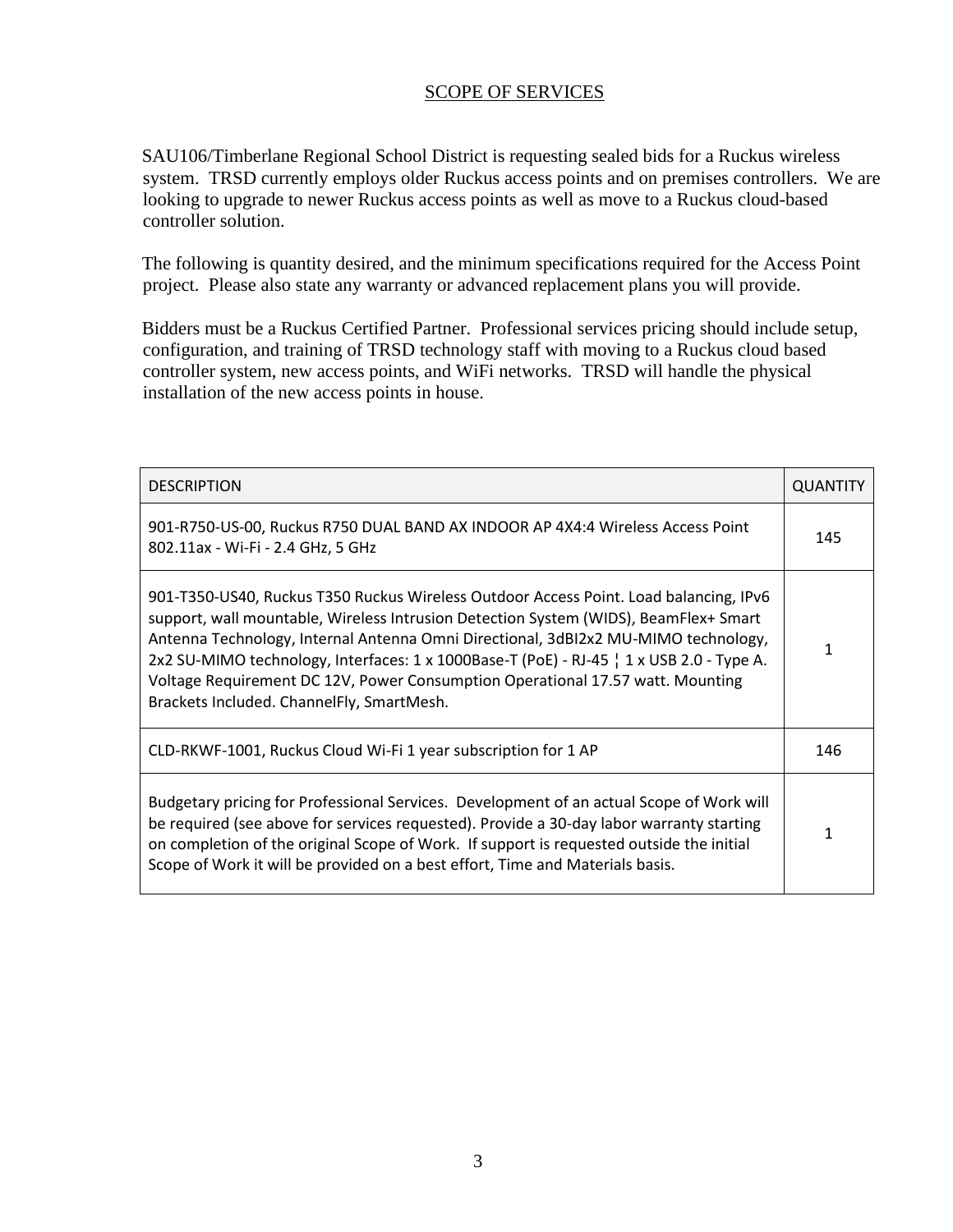## SCOPE OF SERVICES

SAU106/Timberlane Regional School District is requesting sealed bids for a Ruckus wireless system. TRSD currently employs older Ruckus access points and on premises controllers. We are looking to upgrade to newer Ruckus access points as well as move to a Ruckus cloud-based controller solution.

The following is quantity desired, and the minimum specifications required for the Access Point project. Please also state any warranty or advanced replacement plans you will provide.

Bidders must be a Ruckus Certified Partner. Professional services pricing should include setup, configuration, and training of TRSD technology staff with moving to a Ruckus cloud based controller system, new access points, and WiFi networks. TRSD will handle the physical installation of the new access points in house.

| DESCRIPTION | QUANTITY |
|---|---|
| 901-R750-US-00, Ruckus R750 DUAL BAND AX INDOOR AP 4X4:4 Wireless Access Point 802.11ax - Wi-Fi - 2.4 GHz, 5 GHz | 145 |
| 901-T350-US40, Ruckus T350 Ruckus Wireless Outdoor Access Point. Load balancing, IPv6 support, wall mountable, Wireless Intrusion Detection System (WIDS), BeamFlex+ Smart Antenna Technology, Internal Antenna Omni Directional, 3dBI2x2 MU-MIMO technology, 2x2 SU-MIMO technology, Interfaces: 1 x 1000Base-T (PoE) - RJ-45 ¦ 1 x USB 2.0 - Type A. Voltage Requirement DC 12V, Power Consumption Operational 17.57 watt. Mounting Brackets Included. ChannelFly, SmartMesh. | 1 |
| CLD-RKWF-1001, Ruckus Cloud Wi-Fi 1 year subscription for 1 AP | 146 |
| Budgetary pricing for Professional Services. Development of an actual Scope of Work will be required (see above for services requested). Provide a 30-day labor warranty starting on completion of the original Scope of Work. If support is requested outside the initial Scope of Work it will be provided on a best effort, Time and Materials basis. | 1 |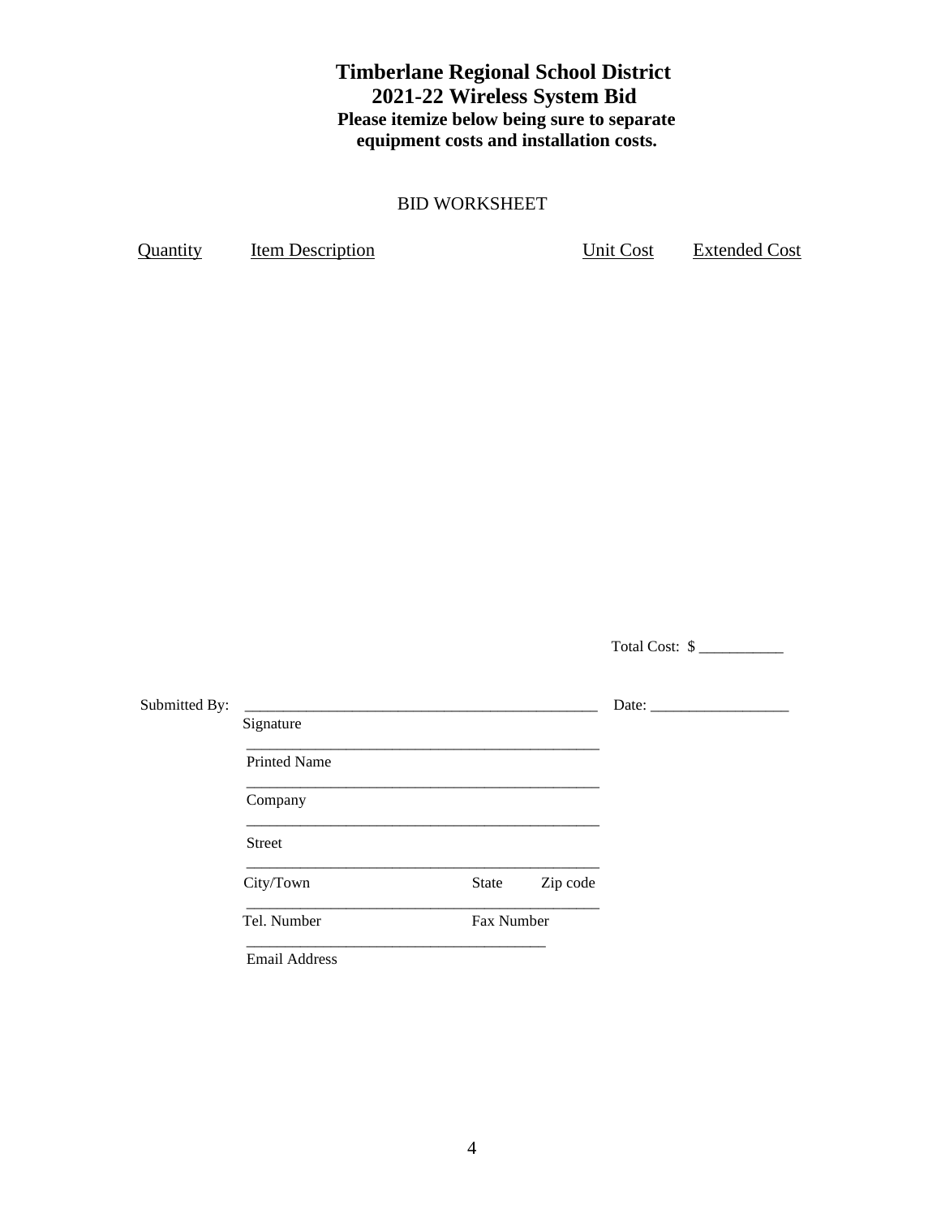**Timberlane Regional School District**
**2021-22 Wireless System Bid**
**Please itemize below being sure to separate equipment costs and installation costs.**

BID WORKSHEET

| Quantity | Item Description | Unit Cost | Extended Cost |
| --- | --- | --- | --- |
| | | | |

Total Cost: $ ___________

Submitted By: _______________________________________________ Date: __________________

Signature

_______________________________________________

Printed Name

_______________________________________________

Company

_______________________________________________

Street

_______________________________________________

City/Town State Zip code

_______________________________________________

Tel. Number Fax Number

________________________________________

Email Address